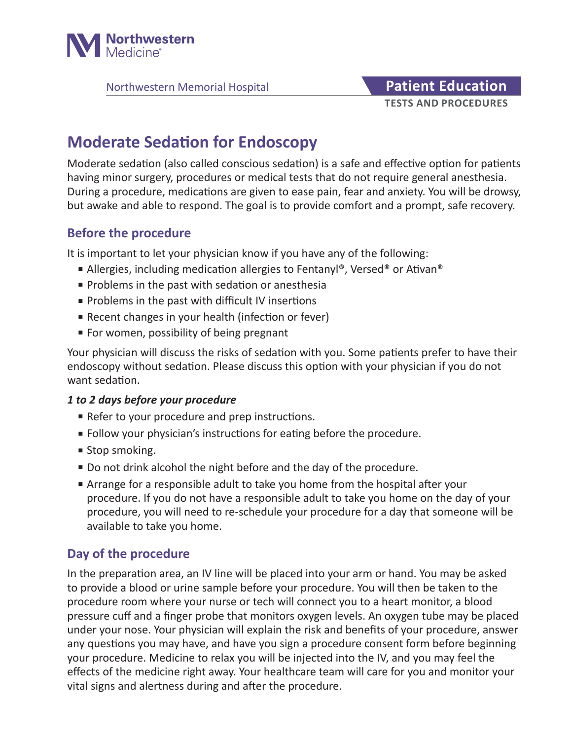Northwestern Medicine

Northwestern Memorial Hospital

**Patient Education**

**TESTS AND PROCEDURES**

# Moderate Sedation for Endoscopy

Moderate sedation (also called conscious sedation) is a safe and effective option for patients having minor surgery, procedures or medical tests that do not require general anesthesia. During a procedure, medications are given to ease pain, fear and anxiety. You will be drowsy, but awake and able to respond. The goal is to provide comfort and a prompt, safe recovery.

## Before the procedure

It is important to let your physician know if you have any of the following:

- Allergies, including medication allergies to Fentanyl®, Versed® or Ativan®
- Problems in the past with sedation or anesthesia
- Problems in the past with difficult IV insertions
- Recent changes in your health (infection or fever)
- For women, possibility of being pregnant

Your physician will discuss the risks of sedation with you. Some patients prefer to have their endoscopy without sedation. Please discuss this option with your physician if you do not want sedation.

***1 to 2 days before your procedure***

- Refer to your procedure and prep instructions.
- Follow your physician's instructions for eating before the procedure.
- Stop smoking.
- Do not drink alcohol the night before and the day of the procedure.
- Arrange for a responsible adult to take you home from the hospital after your procedure. If you do not have a responsible adult to take you home on the day of your procedure, you will need to re-schedule your procedure for a day that someone will be available to take you home.

## Day of the procedure

In the preparation area, an IV line will be placed into your arm or hand. You may be asked to provide a blood or urine sample before your procedure. You will then be taken to the procedure room where your nurse or tech will connect you to a heart monitor, a blood pressure cuff and a finger probe that monitors oxygen levels. An oxygen tube may be placed under your nose. Your physician will explain the risk and benefits of your procedure, answer any questions you may have, and have you sign a procedure consent form before beginning your procedure. Medicine to relax you will be injected into the IV, and you may feel the effects of the medicine right away. Your healthcare team will care for you and monitor your vital signs and alertness during and after the procedure.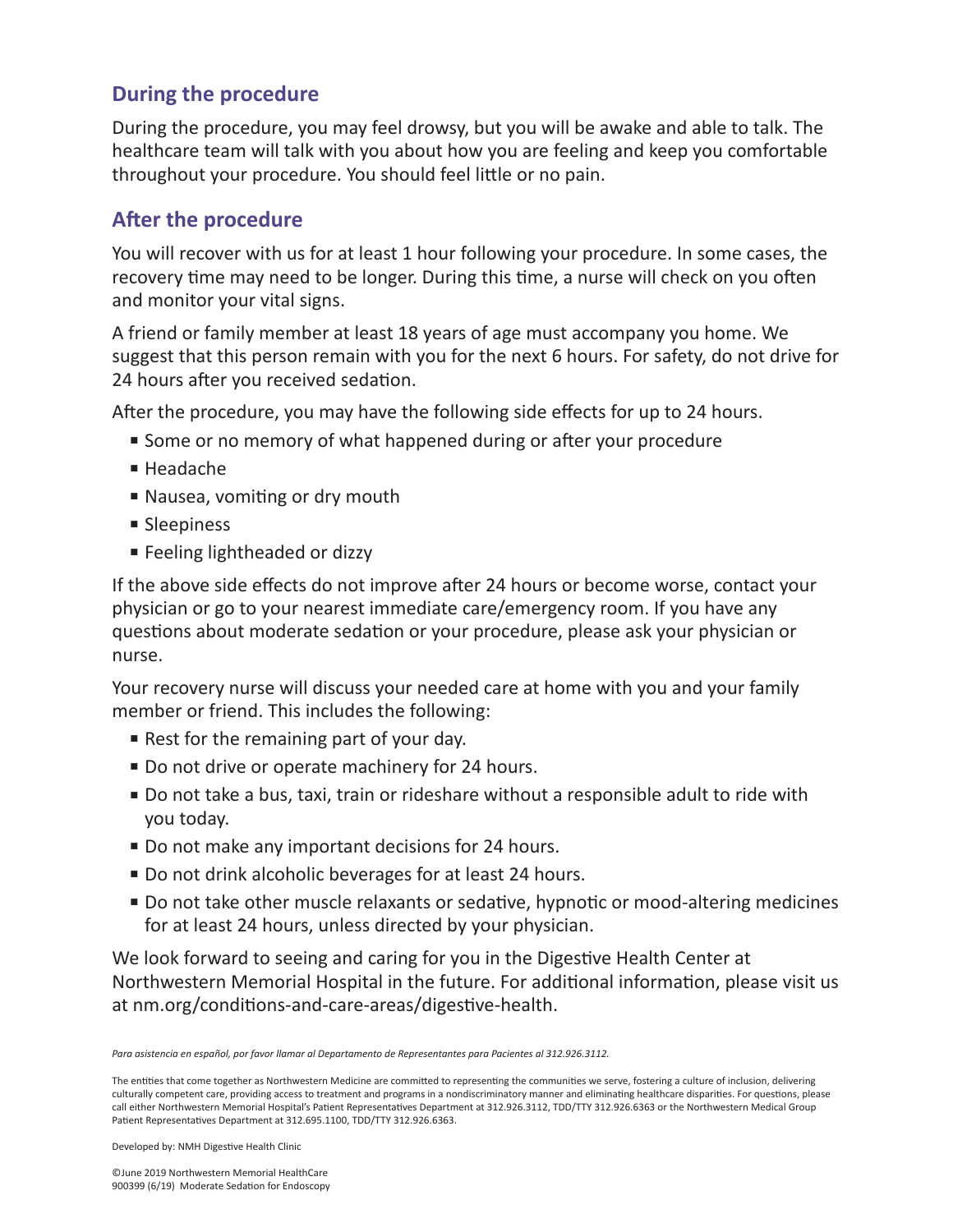## During the procedure

During the procedure, you may feel drowsy, but you will be awake and able to talk. The healthcare team will talk with you about how you are feeling and keep you comfortable throughout your procedure. You should feel little or no pain.

## After the procedure

You will recover with us for at least 1 hour following your procedure. In some cases, the recovery time may need to be longer. During this time, a nurse will check on you often and monitor your vital signs.

A friend or family member at least 18 years of age must accompany you home. We suggest that this person remain with you for the next 6 hours. For safety, do not drive for 24 hours after you received sedation.

After the procedure, you may have the following side effects for up to 24 hours.

- Some or no memory of what happened during or after your procedure
- Headache
- Nausea, vomiting or dry mouth
- Sleepiness
- Feeling lightheaded or dizzy

If the above side effects do not improve after 24 hours or become worse, contact your physician or go to your nearest immediate care/emergency room. If you have any questions about moderate sedation or your procedure, please ask your physician or nurse.

Your recovery nurse will discuss your needed care at home with you and your family member or friend. This includes the following:

- Rest for the remaining part of your day.
- Do not drive or operate machinery for 24 hours.
- Do not take a bus, taxi, train or rideshare without a responsible adult to ride with you today.
- Do not make any important decisions for 24 hours.
- Do not drink alcoholic beverages for at least 24 hours.
- Do not take other muscle relaxants or sedative, hypnotic or mood-altering medicines for at least 24 hours, unless directed by your physician.

We look forward to seeing and caring for you in the Digestive Health Center at Northwestern Memorial Hospital in the future. For additional information, please visit us at nm.org/conditions-and-care-areas/digestive-health.

*Para asistencia en español, por favor llamar al Departamento de Representantes para Pacientes al 312.926.3112.*

The entities that come together as Northwestern Medicine are committed to representing the communities we serve, fostering a culture of inclusion, delivering culturally competent care, providing access to treatment and programs in a nondiscriminatory manner and eliminating healthcare disparities. For questions, please call either Northwestern Memorial Hospital's Patient Representatives Department at 312.926.3112, TDD/TTY 312.926.6363 or the Northwestern Medical Group Patient Representatives Department at 312.695.1100, TDD/TTY 312.926.6363.

Developed by: NMH Digestive Health Clinic

©June 2019 Northwestern Memorial HealthCare
900399 (6/19) Moderate Sedation for Endoscopy